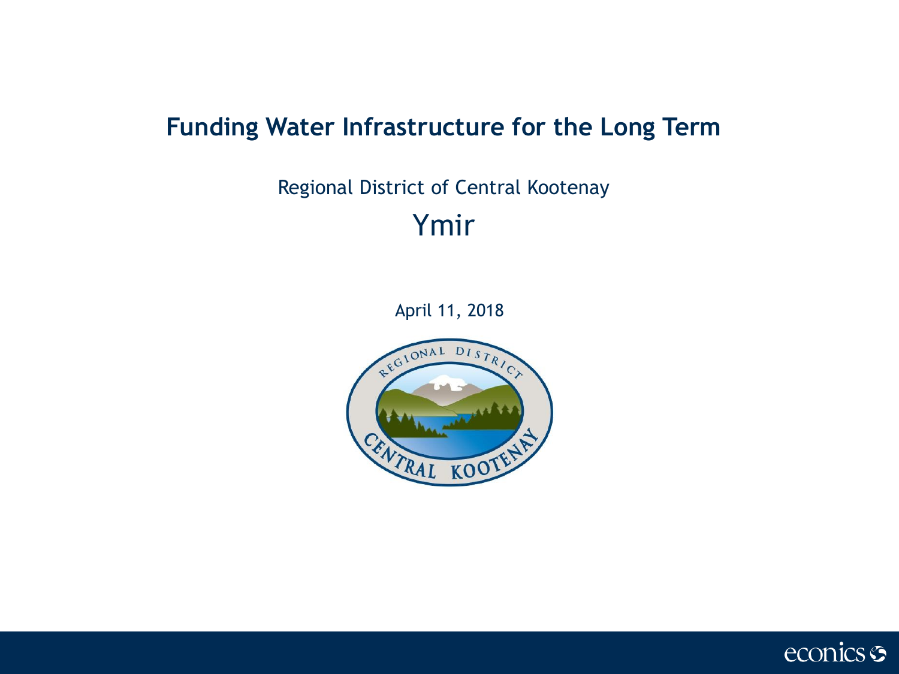# Funding Water Infrastructure for the Long Term

Regional District of Central Kootenay

## Ymir

April 11, 2018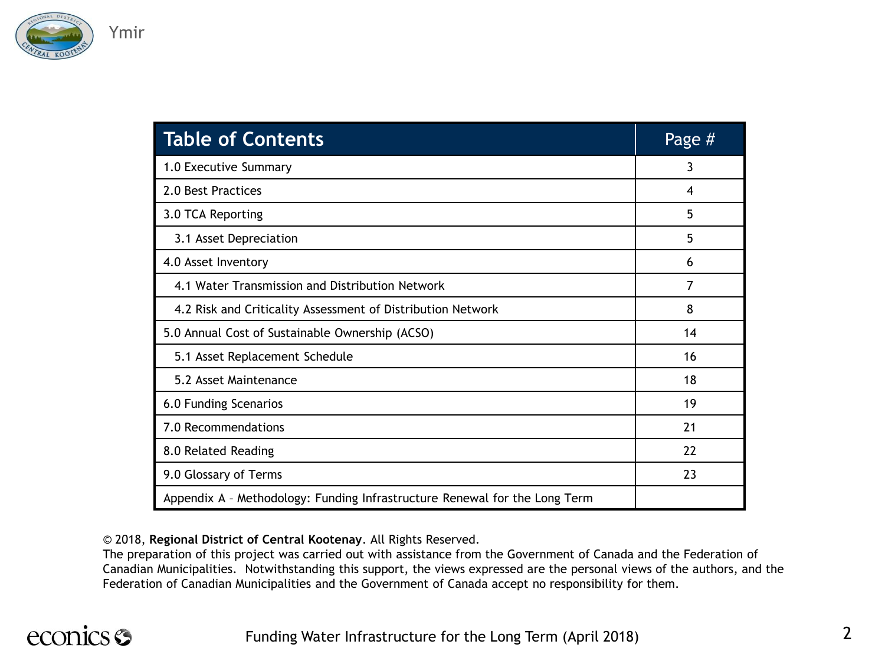| Table of Contents | Page # |
|---|---|
| 1.0 Executive Summary | 3 |
| 2.0 Best Practices | 4 |
| 3.0 TCA Reporting | 5 |
| 3.1 Asset Depreciation | 5 |
| 4.0 Asset Inventory | 6 |
| 4.1 Water Transmission and Distribution Network | 7 |
| 4.2 Risk and Criticality Assessment of Distribution Network | 8 |
| 5.0 Annual Cost of Sustainable Ownership (ACSO) | 14 |
| 5.1 Asset Replacement Schedule | 16 |
| 5.2 Asset Maintenance | 18 |
| 6.0 Funding Scenarios | 19 |
| 7.0 Recommendations | 21 |
| 8.0 Related Reading | 22 |
| 9.0 Glossary of Terms | 23 |
| Appendix A – Methodology: Funding Infrastructure Renewal for the Long Term | |

© 2018, **Regional District of Central Kootenay**. All Rights Reserved.
The preparation of this project was carried out with assistance from the Government of Canada and the Federation of Canadian Municipalities. Notwithstanding this support, the views expressed are the personal views of the authors, and the Federation of Canadian Municipalities and the Government of Canada accept no responsibility for them.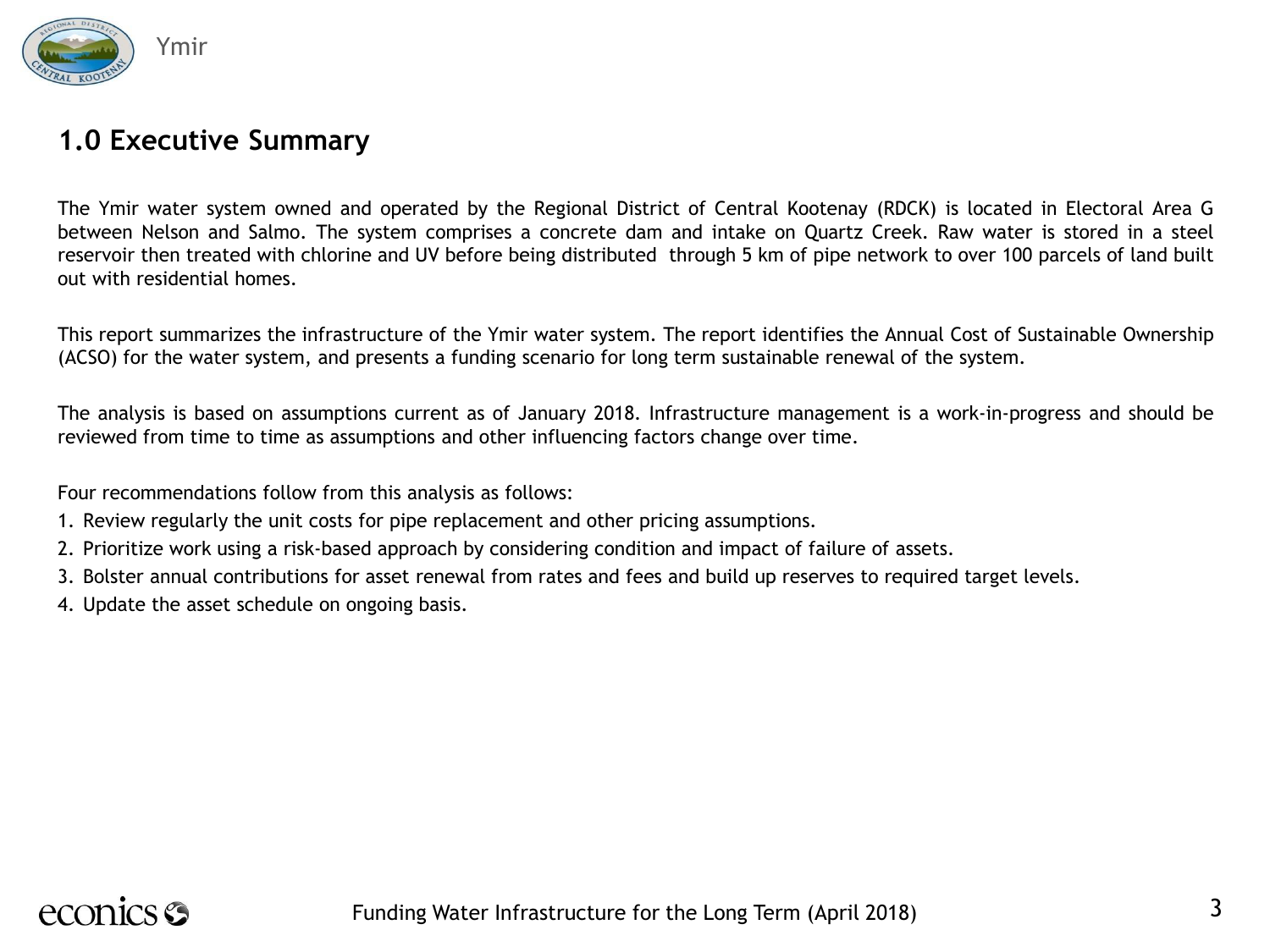## 1.0 Executive Summary

The Ymir water system owned and operated by the Regional District of Central Kootenay (RDCK) is located in Electoral Area G between Nelson and Salmo. The system comprises a concrete dam and intake on Quartz Creek. Raw water is stored in a steel reservoir then treated with chlorine and UV before being distributed through 5 km of pipe network to over 100 parcels of land built out with residential homes.

This report summarizes the infrastructure of the Ymir water system. The report identifies the Annual Cost of Sustainable Ownership (ACSO) for the water system, and presents a funding scenario for long term sustainable renewal of the system.

The analysis is based on assumptions current as of January 2018. Infrastructure management is a work-in-progress and should be reviewed from time to time as assumptions and other influencing factors change over time.

Four recommendations follow from this analysis as follows:

1. Review regularly the unit costs for pipe replacement and other pricing assumptions.
2. Prioritize work using a risk-based approach by considering condition and impact of failure of assets.
3. Bolster annual contributions for asset renewal from rates and fees and build up reserves to required target levels.
4. Update the asset schedule on ongoing basis.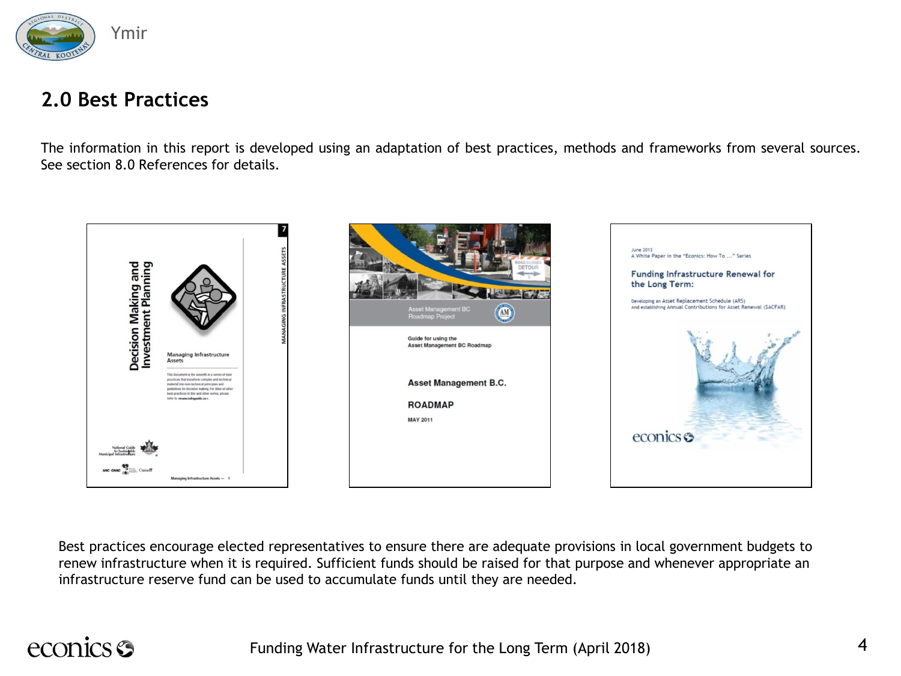## 2.0 Best Practices

The information in this report is developed using an adaptation of best practices, methods and frameworks from several sources. See section 8.0 References for details.

Best practices encourage elected representatives to ensure there are adequate provisions in local government budgets to renew infrastructure when it is required. Sufficient funds should be raised for that purpose and whenever appropriate an infrastructure reserve fund can be used to accumulate funds until they are needed.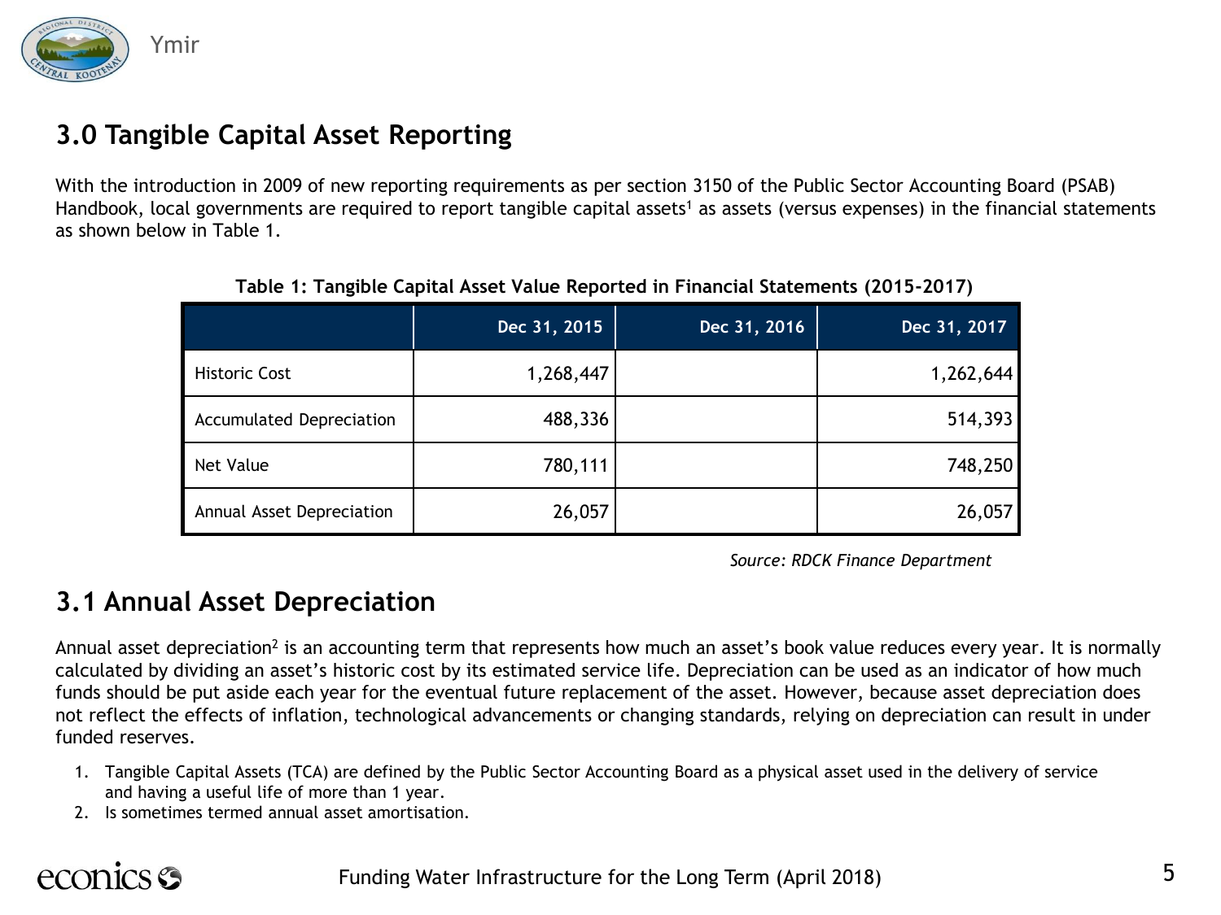## 3.0 Tangible Capital Asset Reporting

With the introduction in 2009 of new reporting requirements as per section 3150 of the Public Sector Accounting Board (PSAB) Handbook, local governments are required to report tangible capital assets[1] as assets (versus expenses) in the financial statements as shown below in Table 1.

**Table 1: Tangible Capital Asset Value Reported in Financial Statements (2015-2017)**

| | Dec 31, 2015 | Dec 31, 2016 | Dec 31, 2017 |
|---|---|---|---|
| Historic Cost | 1,268,447 | | 1,262,644 |
| Accumulated Depreciation | 488,336 | | 514,393 |
| Net Value | 780,111 | | 748,250 |
| Annual Asset Depreciation | 26,057 | | 26,057 |

*Source: RDCK Finance Department*

## 3.1 Annual Asset Depreciation

Annual asset depreciation[2] is an accounting term that represents how much an asset's book value reduces every year. It is normally calculated by dividing an asset's historic cost by its estimated service life. Depreciation can be used as an indicator of how much funds should be put aside each year for the eventual future replacement of the asset. However, because asset depreciation does not reflect the effects of inflation, technological advancements or changing standards, relying on depreciation can result in under funded reserves.

1. Tangible Capital Assets (TCA) are defined by the Public Sector Accounting Board as a physical asset used in the delivery of service and having a useful life of more than 1 year.
2. Is sometimes termed annual asset amortisation.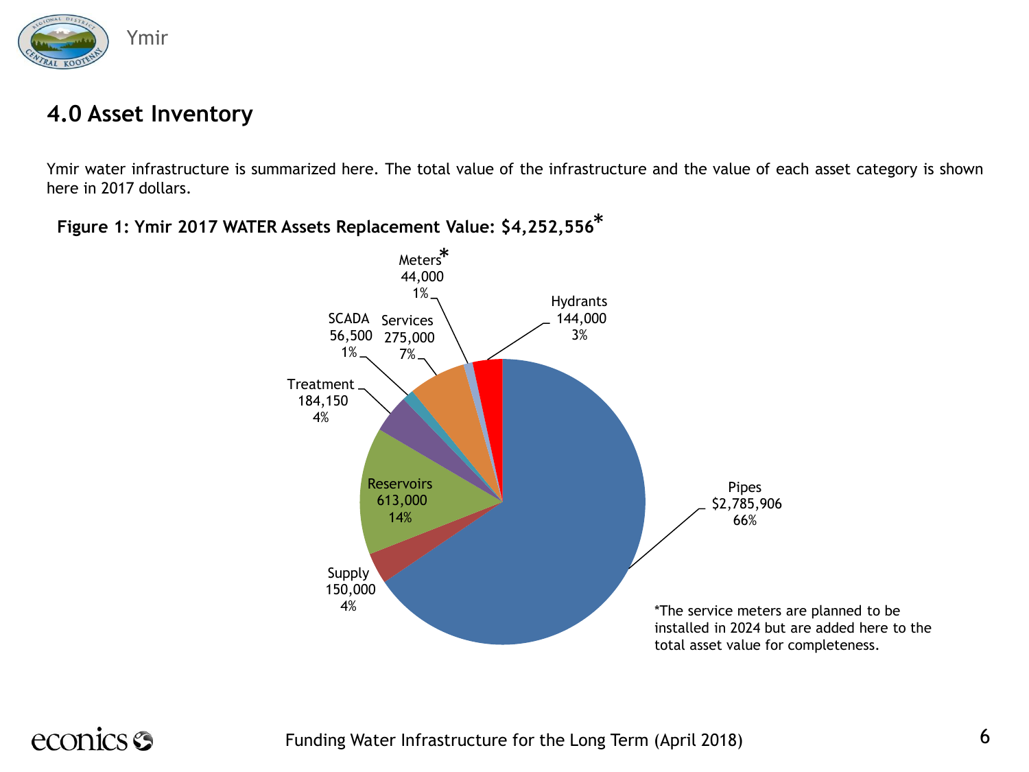## 4.0 Asset Inventory

Ymir water infrastructure is summarized here. The total value of the infrastructure and the value of each asset category is shown here in 2017 dollars.

**Figure 1: Ymir 2017 WATER Assets Replacement Value: $4,252,556***

| Asset | Value | Percent |
| --- | --- | --- |
| Pipes | $2,785,906 | 66% |
| Reservoirs | 613,000 | 14% |
| Services | 275,000 | 7% |
| Treatment | 184,150 | 4% |
| Supply | 150,000 | 4% |
| Hydrants | 144,000 | 3% |
| SCADA | 56,500 | 1% |
| Meters* | 44,000 | 1% |

*The service meters are planned to be installed in 2024 but are added here to the total asset value for completeness.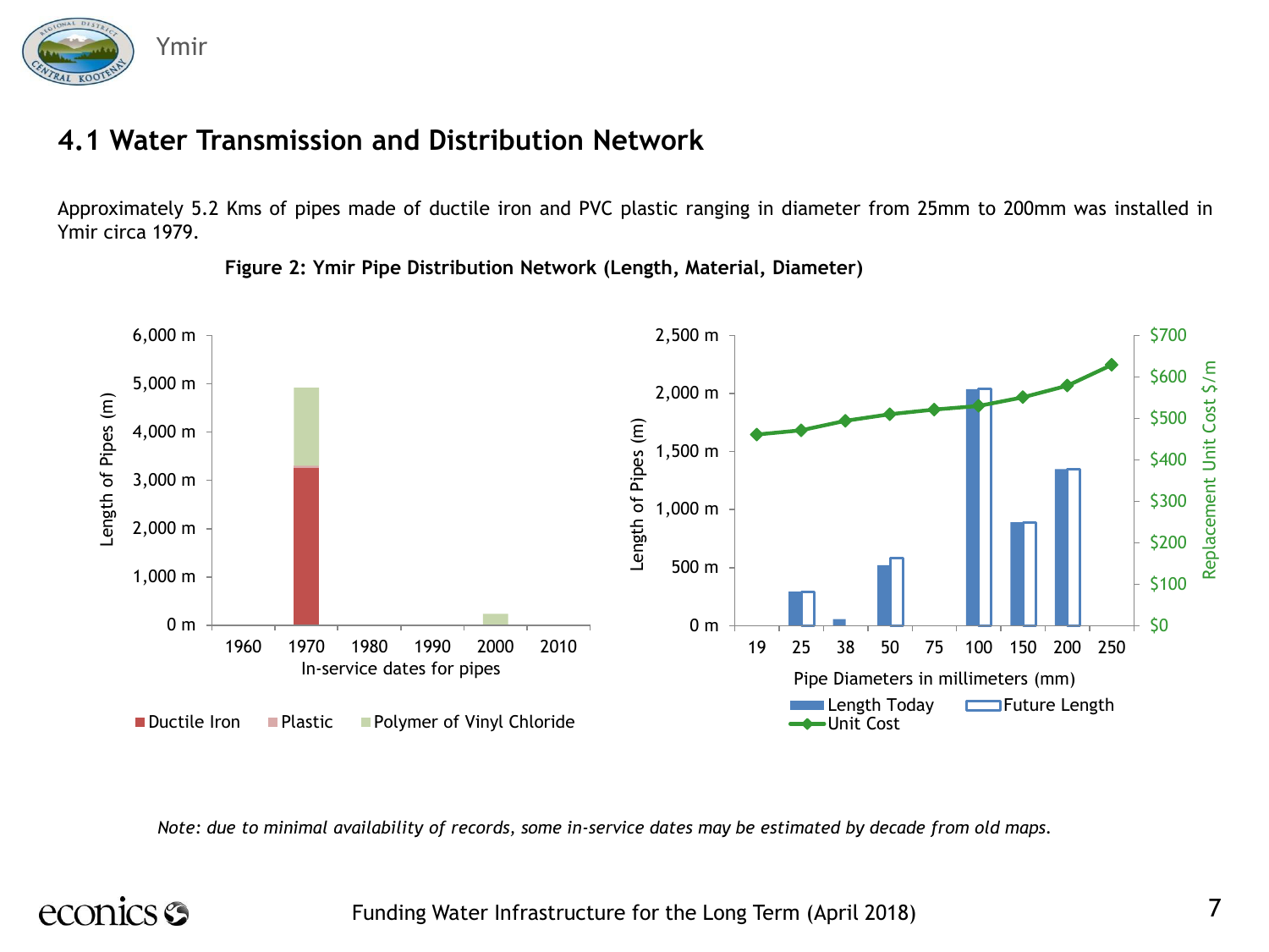## 4.1 Water Transmission and Distribution Network

Approximately 5.2 Kms of pipes made of ductile iron and PVC plastic ranging in diameter from 25mm to 200mm was installed in Ymir circa 1979.

**Figure 2: Ymir Pipe Distribution Network (Length, Material, Diameter)**

*Note: due to minimal availability of records, some in-service dates may be estimated by decade from old maps.*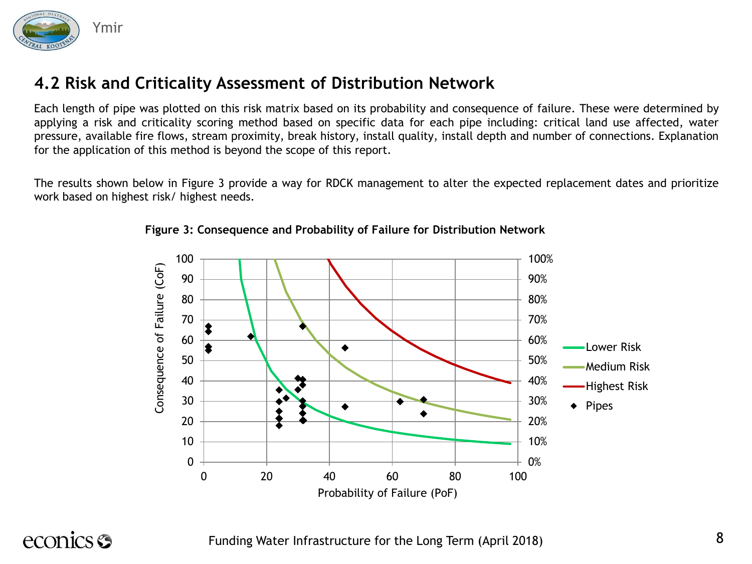## 4.2 Risk and Criticality Assessment of Distribution Network

Each length of pipe was plotted on this risk matrix based on its probability and consequence of failure. These were determined by applying a risk and criticality scoring method based on specific data for each pipe including: critical land use affected, water pressure, available fire flows, stream proximity, break history, install quality, install depth and number of connections. Explanation for the application of this method is beyond the scope of this report.

The results shown below in Figure 3 provide a way for RDCK management to alter the expected replacement dates and prioritize work based on highest risk/ highest needs.

**Figure 3: Consequence and Probability of Failure for Distribution Network**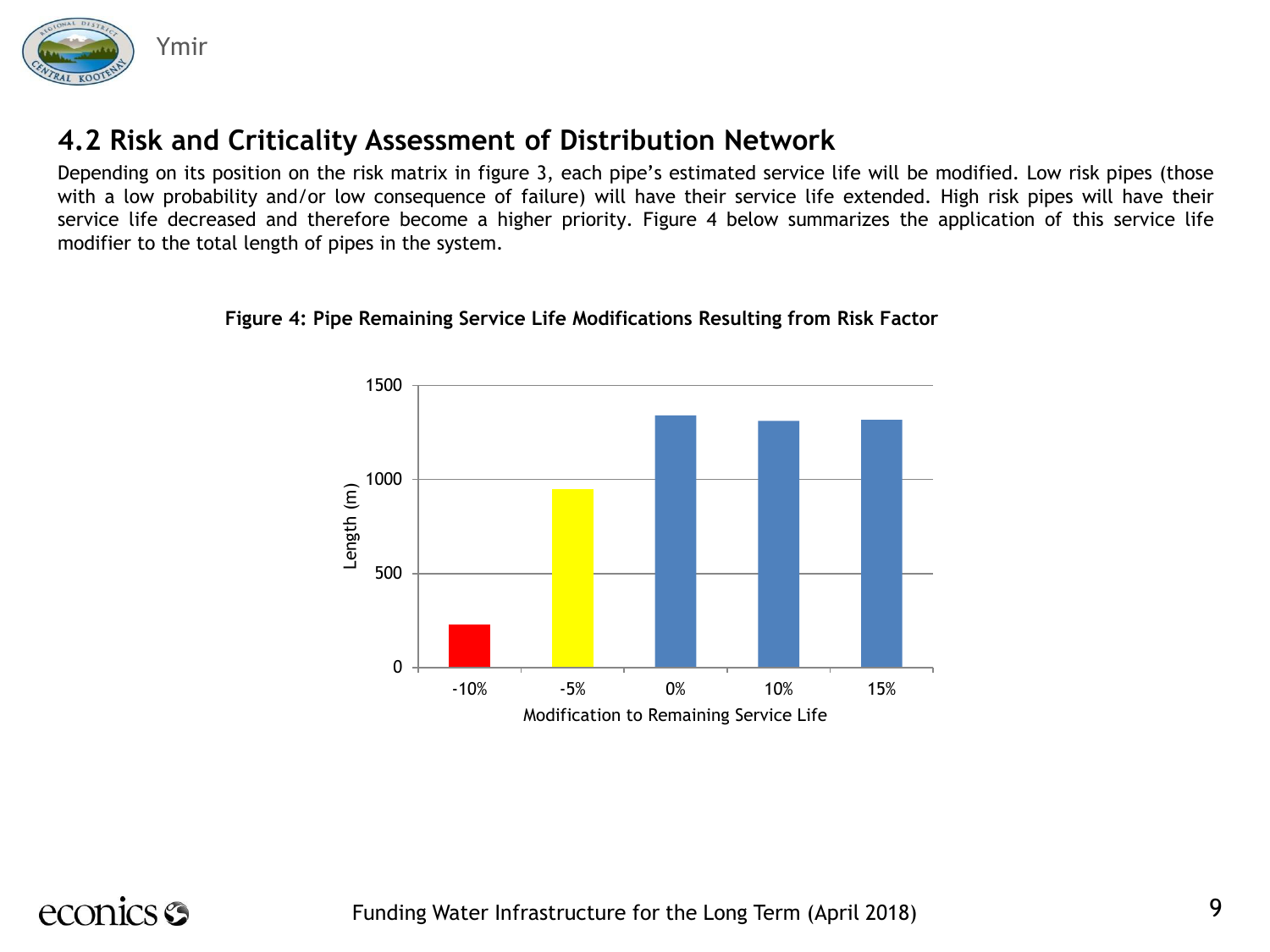## 4.2 Risk and Criticality Assessment of Distribution Network

Depending on its position on the risk matrix in figure 3, each pipe's estimated service life will be modified. Low risk pipes (those with a low probability and/or low consequence of failure) will have their service life extended. High risk pipes will have their service life decreased and therefore become a higher priority. Figure 4 below summarizes the application of this service life modifier to the total length of pipes in the system.

**Figure 4: Pipe Remaining Service Life Modifications Resulting from Risk Factor**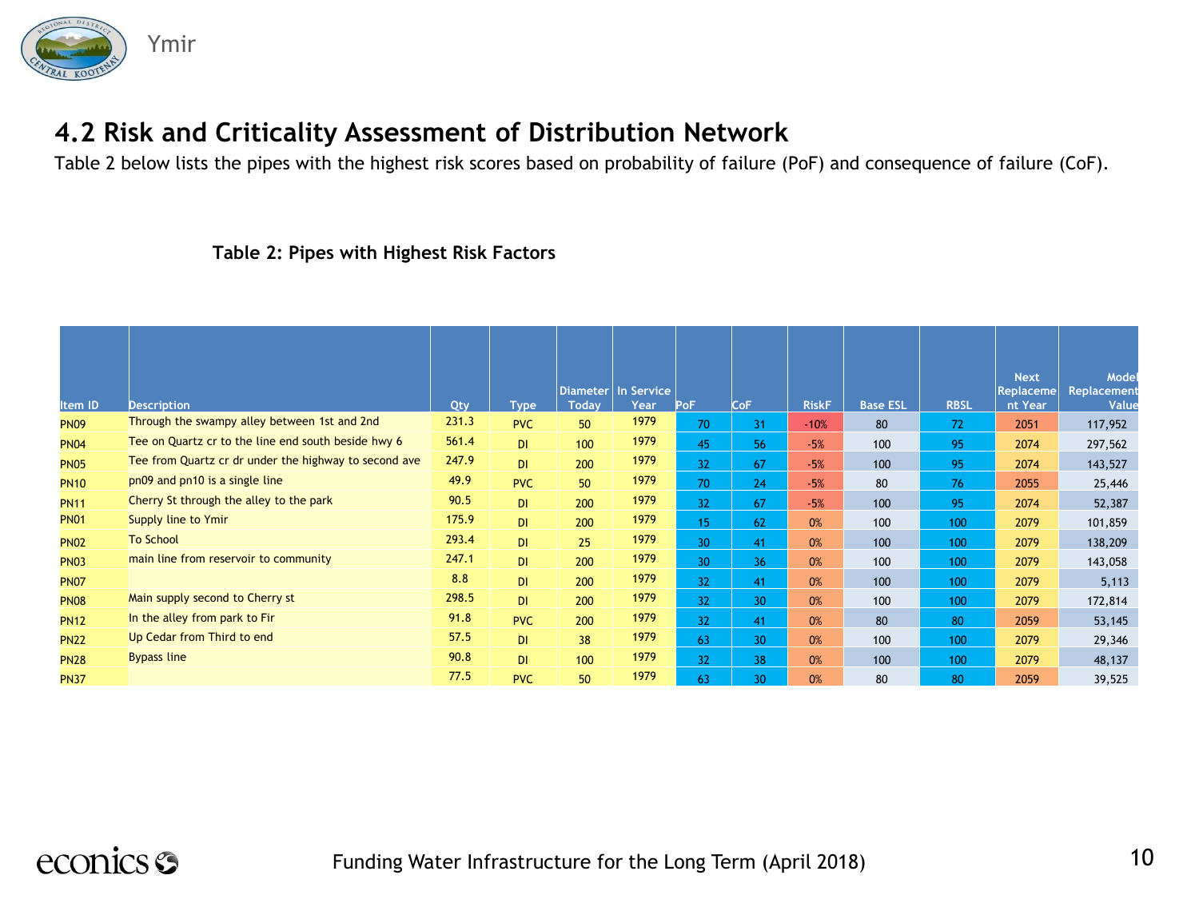## 4.2 Risk and Criticality Assessment of Distribution Network

Table 2 below lists the pipes with the highest risk scores based on probability of failure (PoF) and consequence of failure (CoF).

**Table 2: Pipes with Highest Risk Factors**

| Item ID | Description | Qty | Type | Diameter Today | In Service Year | PoF | CoF | RiskF | Base ESL | RBSL | Next Replacement Year | Model Replacement Value |
|---|---|---|---|---|---|---|---|---|---|---|---|---|
| PN09 | Through the swampy alley between 1st and 2nd | 231.3 | PVC | 50 | 1979 | 70 | 31 | -10% | 80 | 72 | 2051 | 117,952 |
| PN04 | Tee on Quartz cr to the line end south beside hwy 6 | 561.4 | DI | 100 | 1979 | 45 | 56 | -5% | 100 | 95 | 2074 | 297,562 |
| PN05 | Tee from Quartz cr dr under the highway to second ave | 247.9 | DI | 200 | 1979 | 32 | 67 | -5% | 100 | 95 | 2074 | 143,527 |
| PN10 | pn09 and pn10 is a single line | 49.9 | PVC | 50 | 1979 | 70 | 24 | -5% | 80 | 76 | 2055 | 25,446 |
| PN11 | Cherry St through the alley to the park | 90.5 | DI | 200 | 1979 | 32 | 67 | -5% | 100 | 95 | 2074 | 52,387 |
| PN01 | Supply line to Ymir | 175.9 | DI | 200 | 1979 | 15 | 62 | 0% | 100 | 100 | 2079 | 101,859 |
| PN02 | To School | 293.4 | DI | 25 | 1979 | 30 | 41 | 0% | 100 | 100 | 2079 | 138,209 |
| PN03 | main line from reservoir to community | 247.1 | DI | 200 | 1979 | 30 | 36 | 0% | 100 | 100 | 2079 | 143,058 |
| PN07 | | 8.8 | DI | 200 | 1979 | 32 | 41 | 0% | 100 | 100 | 2079 | 5,113 |
| PN08 | Main supply second to Cherry st | 298.5 | DI | 200 | 1979 | 32 | 30 | 0% | 100 | 100 | 2079 | 172,814 |
| PN12 | In the alley from park to Fir | 91.8 | PVC | 200 | 1979 | 32 | 41 | 0% | 80 | 80 | 2059 | 53,145 |
| PN22 | Up Cedar from Third to end | 57.5 | DI | 38 | 1979 | 63 | 30 | 0% | 100 | 100 | 2079 | 29,346 |
| PN28 | Bypass line | 90.8 | DI | 100 | 1979 | 32 | 38 | 0% | 100 | 100 | 2079 | 48,137 |
| PN37 | | 77.5 | PVC | 50 | 1979 | 63 | 30 | 0% | 80 | 80 | 2059 | 39,525 |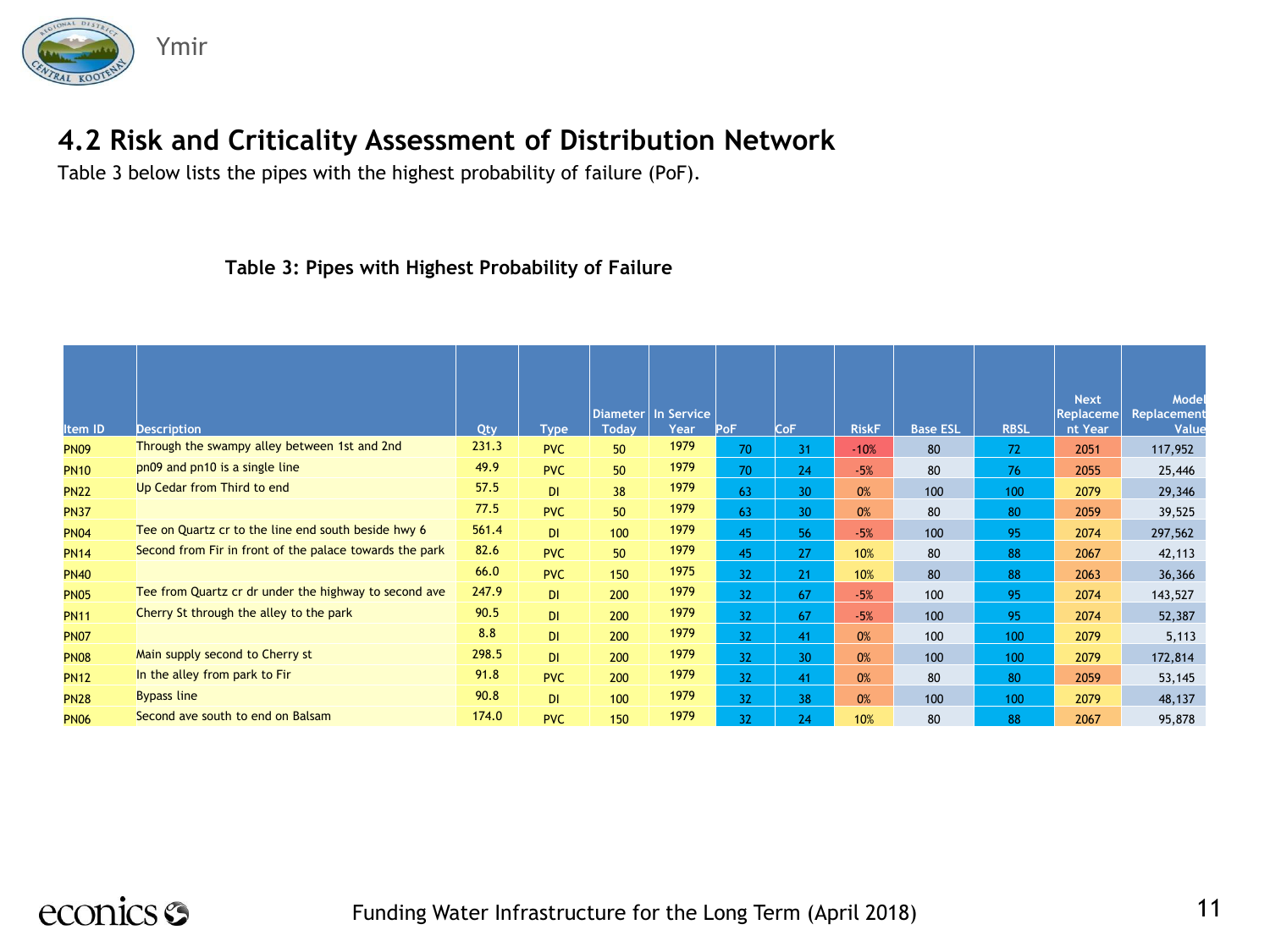## 4.2 Risk and Criticality Assessment of Distribution Network

Table 3 below lists the pipes with the highest probability of failure (PoF).

**Table 3: Pipes with Highest Probability of Failure**

| Item ID | Description | Qty | Type | Diameter Today | In Service Year | PoF | CoF | RiskF | Base ESL | RBSL | Next Replacement Year | Model Replacement Value |
|---|---|---|---|---|---|---|---|---|---|---|---|---|
| PN09 | Through the swampy alley between 1st and 2nd | 231.3 | PVC | 50 | 1979 | 70 | 31 | -10% | 80 | 72 | 2051 | 117,952 |
| PN10 | pn09 and pn10 is a single line | 49.9 | PVC | 50 | 1979 | 70 | 24 | -5% | 80 | 76 | 2055 | 25,446 |
| PN22 | Up Cedar from Third to end | 57.5 | DI | 38 | 1979 | 63 | 30 | 0% | 100 | 100 | 2079 | 29,346 |
| PN37 | | 77.5 | PVC | 50 | 1979 | 63 | 30 | 0% | 80 | 80 | 2059 | 39,525 |
| PN04 | Tee on Quartz cr to the line end south beside hwy 6 | 561.4 | DI | 100 | 1979 | 45 | 56 | -5% | 100 | 95 | 2074 | 297,562 |
| PN14 | Second from Fir in front of the palace towards the park | 82.6 | PVC | 50 | 1979 | 45 | 27 | 10% | 80 | 88 | 2067 | 42,113 |
| PN40 | | 66.0 | PVC | 150 | 1975 | 32 | 21 | 10% | 80 | 88 | 2063 | 36,366 |
| PN05 | Tee from Quartz cr dr under the highway to second ave | 247.9 | DI | 200 | 1979 | 32 | 67 | -5% | 100 | 95 | 2074 | 143,527 |
| PN11 | Cherry St through the alley to the park | 90.5 | DI | 200 | 1979 | 32 | 67 | -5% | 100 | 95 | 2074 | 52,387 |
| PN07 | | 8.8 | DI | 200 | 1979 | 32 | 41 | 0% | 100 | 100 | 2079 | 5,113 |
| PN08 | Main supply second to Cherry st | 298.5 | DI | 200 | 1979 | 32 | 30 | 0% | 100 | 100 | 2079 | 172,814 |
| PN12 | In the alley from park to Fir | 91.8 | PVC | 200 | 1979 | 32 | 41 | 0% | 80 | 80 | 2059 | 53,145 |
| PN28 | Bypass line | 90.8 | DI | 100 | 1979 | 32 | 38 | 0% | 100 | 100 | 2079 | 48,137 |
| PN06 | Second ave south to end on Balsam | 174.0 | PVC | 150 | 1979 | 32 | 24 | 10% | 80 | 88 | 2067 | 95,878 |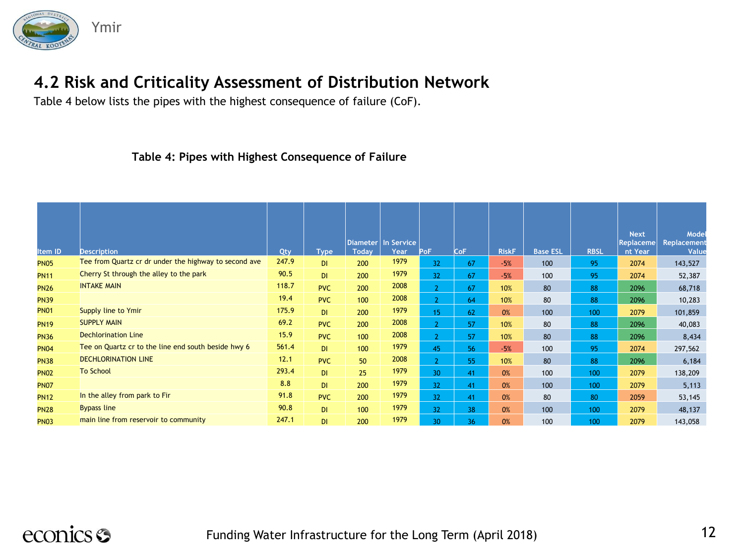## 4.2 Risk and Criticality Assessment of Distribution Network

Table 4 below lists the pipes with the highest consequence of failure (CoF).

**Table 4: Pipes with Highest Consequence of Failure**

| Item ID | Description | Qty | Type | Diameter Today | In Service Year | PoF | CoF | RiskF | Base ESL | RBSL | Next Replacement Year | Model Replacement Value |
|---|---|---|---|---|---|---|---|---|---|---|---|---|
| PN05 | Tee from Quartz cr dr under the highway to second ave | 247.9 | DI | 200 | 1979 | 32 | 67 | -5% | 100 | 95 | 2074 | 143,527 |
| PN11 | Cherry St through the alley to the park | 90.5 | DI | 200 | 1979 | 32 | 67 | -5% | 100 | 95 | 2074 | 52,387 |
| PN26 | INTAKE MAIN | 118.7 | PVC | 200 | 2008 | 2 | 67 | 10% | 80 | 88 | 2096 | 68,718 |
| PN39 | | 19.4 | PVC | 100 | 2008 | 2 | 64 | 10% | 80 | 88 | 2096 | 10,283 |
| PN01 | Supply line to Ymir | 175.9 | DI | 200 | 1979 | 15 | 62 | 0% | 100 | 100 | 2079 | 101,859 |
| PN19 | SUPPLY MAIN | 69.2 | PVC | 200 | 2008 | 2 | 57 | 10% | 80 | 88 | 2096 | 40,083 |
| PN36 | Dechlorination Line | 15.9 | PVC | 100 | 2008 | 2 | 57 | 10% | 80 | 88 | 2096 | 8,434 |
| PN04 | Tee on Quartz cr to the line end south beside hwy 6 | 561.4 | DI | 100 | 1979 | 45 | 56 | -5% | 100 | 95 | 2074 | 297,562 |
| PN38 | DECHLORINATION LINE | 12.1 | PVC | 50 | 2008 | 2 | 55 | 10% | 80 | 88 | 2096 | 6,184 |
| PN02 | To School | 293.4 | DI | 25 | 1979 | 30 | 41 | 0% | 100 | 100 | 2079 | 138,209 |
| PN07 | | 8.8 | DI | 200 | 1979 | 32 | 41 | 0% | 100 | 100 | 2079 | 5,113 |
| PN12 | In the alley from park to Fir | 91.8 | PVC | 200 | 1979 | 32 | 41 | 0% | 80 | 80 | 2059 | 53,145 |
| PN28 | Bypass line | 90.8 | DI | 100 | 1979 | 32 | 38 | 0% | 100 | 100 | 2079 | 48,137 |
| PN03 | main line from reservoir to community | 247.1 | DI | 200 | 1979 | 30 | 36 | 0% | 100 | 100 | 2079 | 143,058 |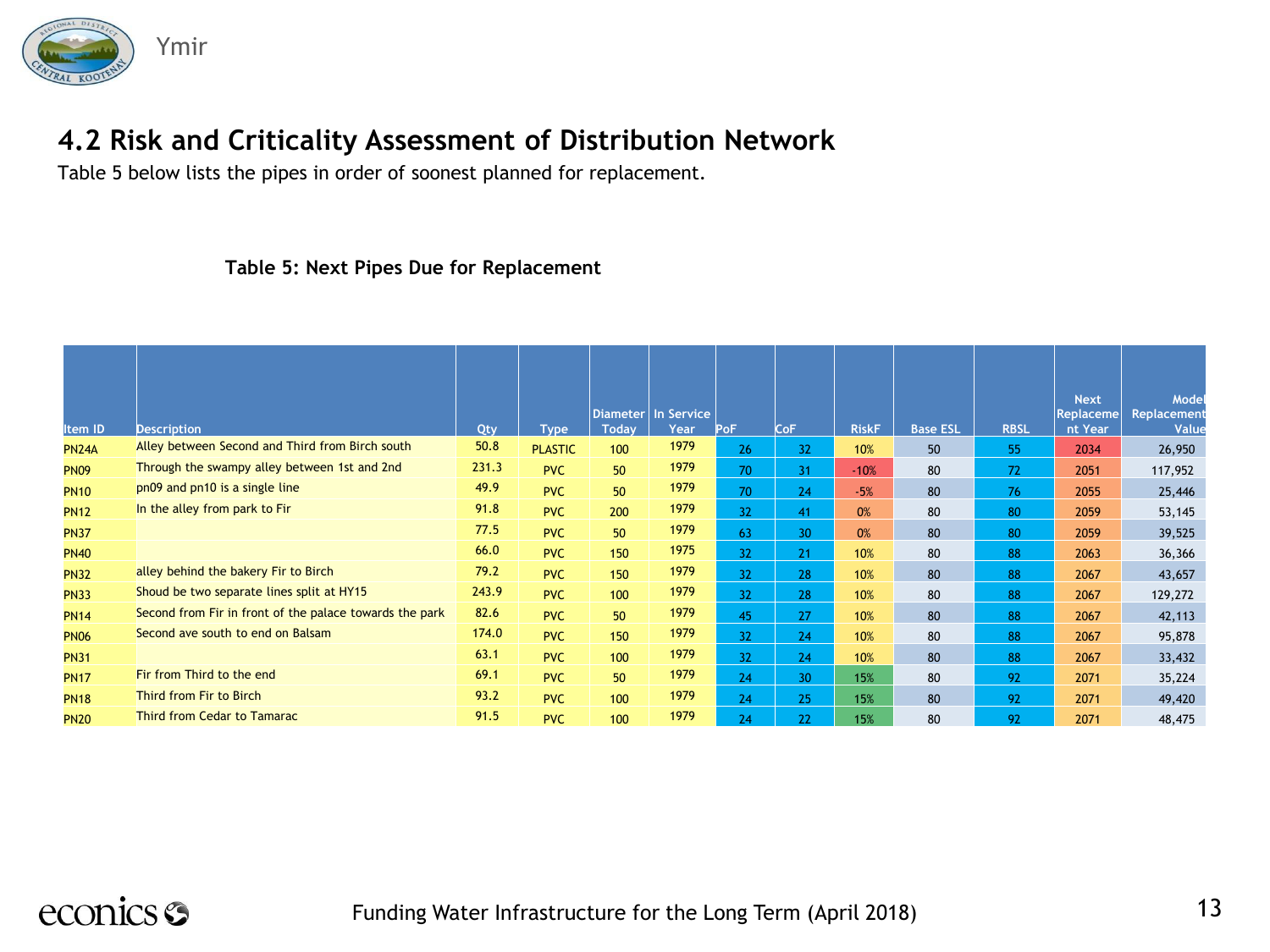## 4.2 Risk and Criticality Assessment of Distribution Network

Table 5 below lists the pipes in order of soonest planned for replacement.

**Table 5: Next Pipes Due for Replacement**

| Item ID | Description | Qty | Type | Diameter Today | In Service Year | PoF | CoF | RiskF | Base ESL | RBSL | Next Replacement Year | Model Replacement Value |
|---|---|---|---|---|---|---|---|---|---|---|---|---|
| PN24A | Alley between Second and Third from Birch south | 50.8 | PLASTIC | 100 | 1979 | 26 | 32 | 10% | 50 | 55 | 2034 | 26,950 |
| PN09 | Through the swampy alley between 1st and 2nd | 231.3 | PVC | 50 | 1979 | 70 | 31 | -10% | 80 | 72 | 2051 | 117,952 |
| PN10 | pn09 and pn10 is a single line | 49.9 | PVC | 50 | 1979 | 70 | 24 | -5% | 80 | 76 | 2055 | 25,446 |
| PN12 | In the alley from park to Fir | 91.8 | PVC | 200 | 1979 | 32 | 41 | 0% | 80 | 80 | 2059 | 53,145 |
| PN37 | | 77.5 | PVC | 50 | 1979 | 63 | 30 | 0% | 80 | 80 | 2059 | 39,525 |
| PN40 | | 66.0 | PVC | 150 | 1975 | 32 | 21 | 10% | 80 | 88 | 2063 | 36,366 |
| PN32 | alley behind the bakery Fir to Birch | 79.2 | PVC | 150 | 1979 | 32 | 28 | 10% | 80 | 88 | 2067 | 43,657 |
| PN33 | Shoud be two separate lines split at HY15 | 243.9 | PVC | 100 | 1979 | 32 | 28 | 10% | 80 | 88 | 2067 | 129,272 |
| PN14 | Second from Fir in front of the palace towards the park | 82.6 | PVC | 50 | 1979 | 45 | 27 | 10% | 80 | 88 | 2067 | 42,113 |
| PN06 | Second ave south to end on Balsam | 174.0 | PVC | 150 | 1979 | 32 | 24 | 10% | 80 | 88 | 2067 | 95,878 |
| PN31 | | 63.1 | PVC | 100 | 1979 | 32 | 24 | 10% | 80 | 88 | 2067 | 33,432 |
| PN17 | Fir from Third to the end | 69.1 | PVC | 50 | 1979 | 24 | 30 | 15% | 80 | 92 | 2071 | 35,224 |
| PN18 | Third from Fir to Birch | 93.2 | PVC | 100 | 1979 | 24 | 25 | 15% | 80 | 92 | 2071 | 49,420 |
| PN20 | Third from Cedar to Tamarac | 91.5 | PVC | 100 | 1979 | 24 | 22 | 15% | 80 | 92 | 2071 | 48,475 |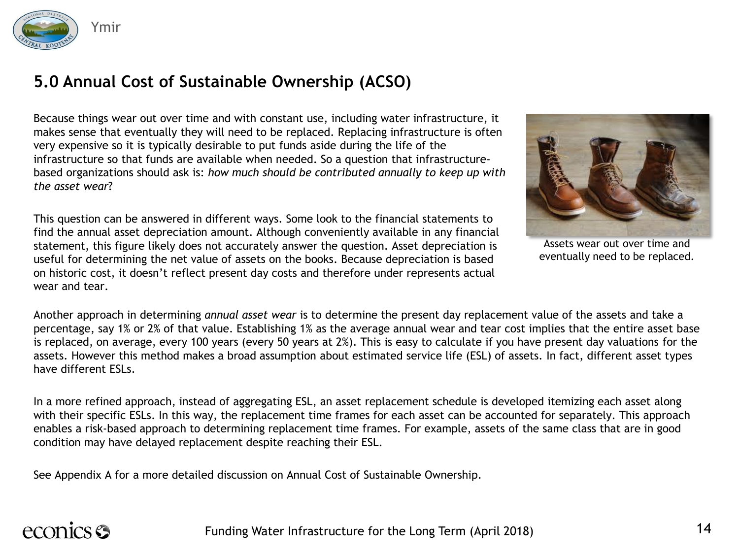## 5.0 Annual Cost of Sustainable Ownership (ACSO)

Because things wear out over time and with constant use, including water infrastructure, it makes sense that eventually they will need to be replaced. Replacing infrastructure is often very expensive so it is typically desirable to put funds aside during the life of the infrastructure so that funds are available when needed. So a question that infrastructure-based organizations should ask is: *how much should be contributed annually to keep up with the asset wear*?

This question can be answered in different ways. Some look to the financial statements to find the annual asset depreciation amount. Although conveniently available in any financial statement, this figure likely does not accurately answer the question. Asset depreciation is useful for determining the net value of assets on the books. Because depreciation is based on historic cost, it doesn't reflect present day costs and therefore under represents actual wear and tear.

Assets wear out over time and eventually need to be replaced.

Another approach in determining *annual asset wear* is to determine the present day replacement value of the assets and take a percentage, say 1% or 2% of that value. Establishing 1% as the average annual wear and tear cost implies that the entire asset base is replaced, on average, every 100 years (every 50 years at 2%). This is easy to calculate if you have present day valuations for the assets. However this method makes a broad assumption about estimated service life (ESL) of assets. In fact, different asset types have different ESLs.

In a more refined approach, instead of aggregating ESL, an asset replacement schedule is developed itemizing each asset along with their specific ESLs. In this way, the replacement time frames for each asset can be accounted for separately. This approach enables a risk-based approach to determining replacement time frames. For example, assets of the same class that are in good condition may have delayed replacement despite reaching their ESL.

See Appendix A for a more detailed discussion on Annual Cost of Sustainable Ownership.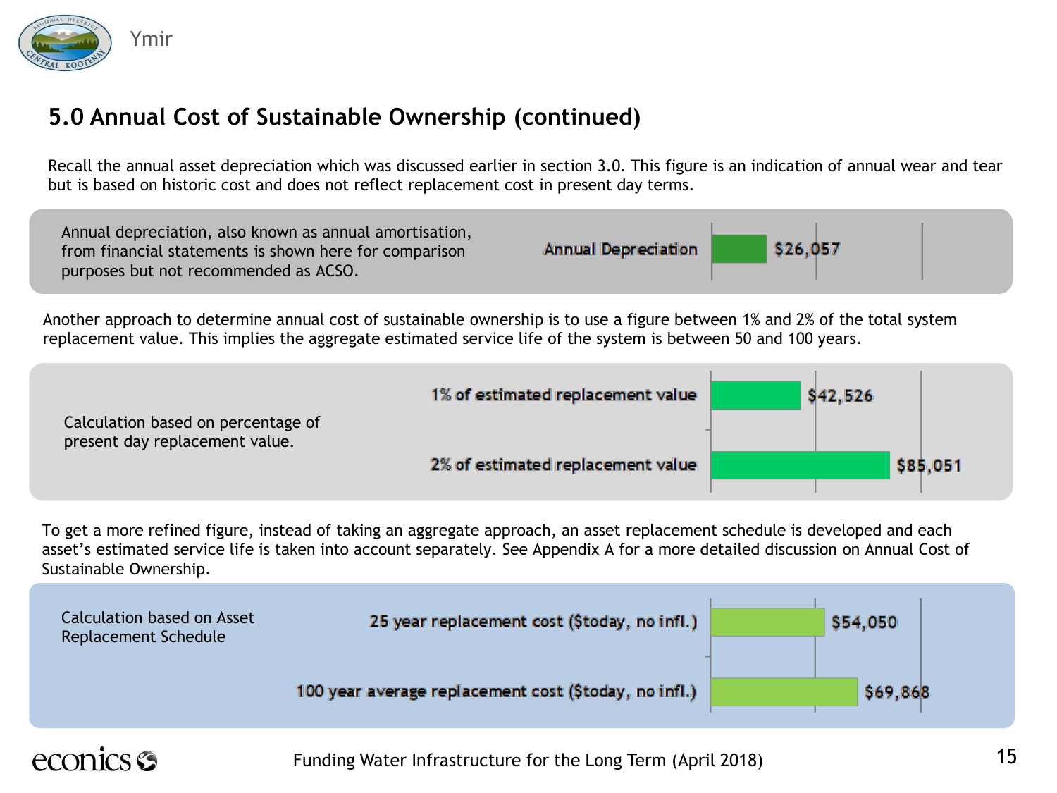## 5.0 Annual Cost of Sustainable Ownership (continued)

Recall the annual asset depreciation which was discussed earlier in section 3.0. This figure is an indication of annual wear and tear but is based on historic cost and does not reflect replacement cost in present day terms.

Annual depreciation, also known as annual amortisation, from financial statements is shown here for comparison purposes but not recommended as ACSO.

| | |
|---|---|
| Annual Depreciation | $26,057 |

Another approach to determine annual cost of sustainable ownership is to use a figure between 1% and 2% of the total system replacement value. This implies the aggregate estimated service life of the system is between 50 and 100 years.

Calculation based on percentage of present day replacement value.

| | |
|---|---|
| 1% of estimated replacement value | $42,526 |
| 2% of estimated replacement value | $85,051 |

To get a more refined figure, instead of taking an aggregate approach, an asset replacement schedule is developed and each asset's estimated service life is taken into account separately. See Appendix A for a more detailed discussion on Annual Cost of Sustainable Ownership.

Calculation based on Asset Replacement Schedule

| | |
|---|---|
| 25 year replacement cost ($today, no infl.) | $54,050 |
| 100 year average replacement cost ($today, no infl.) | $69,868 |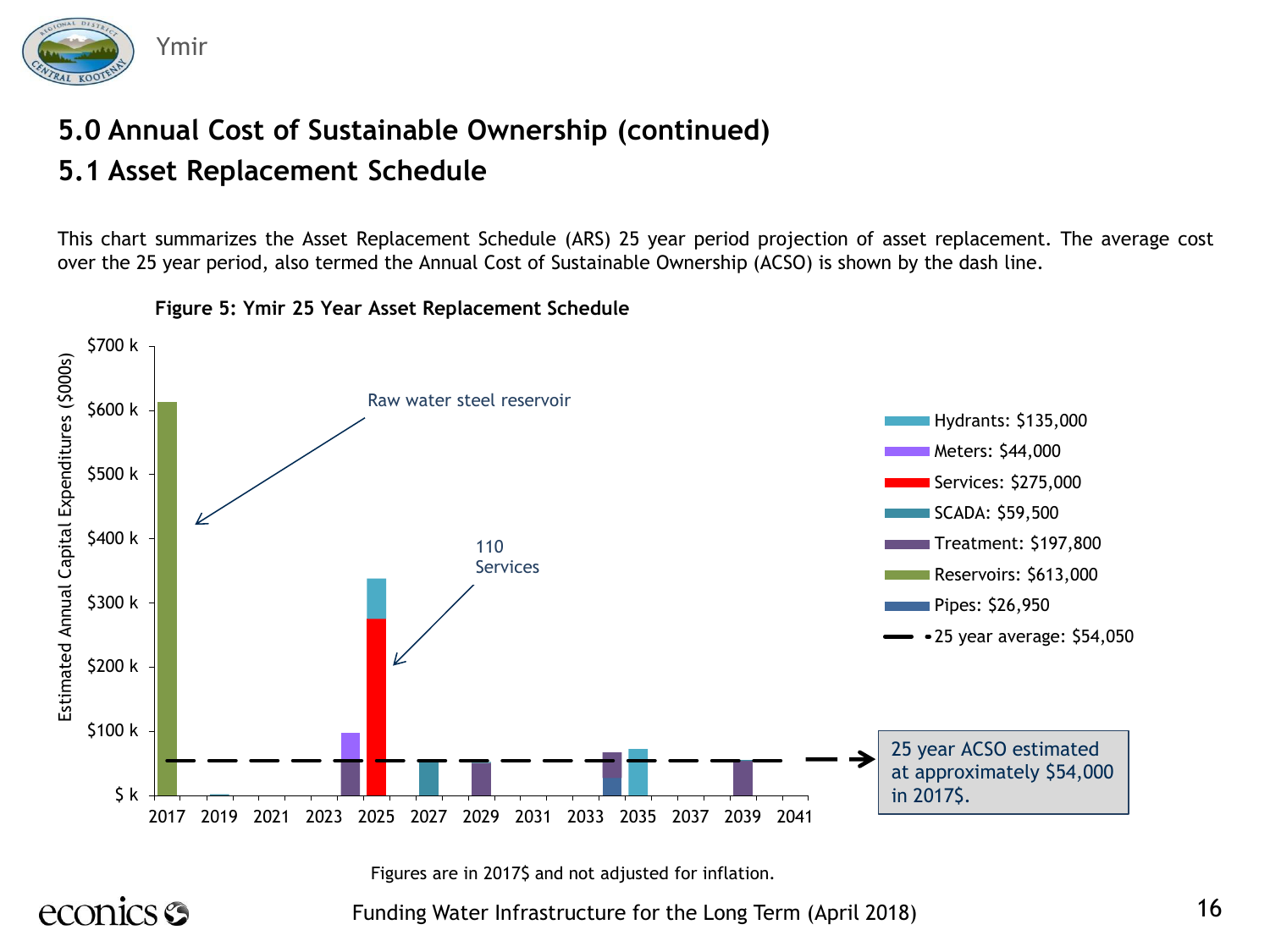## 5.0 Annual Cost of Sustainable Ownership (continued)

## 5.1 Asset Replacement Schedule

This chart summarizes the Asset Replacement Schedule (ARS) 25 year period projection of asset replacement. The average cost over the 25 year period, also termed the Annual Cost of Sustainable Ownership (ACSO) is shown by the dash line.

**Figure 5: Ymir 25 Year Asset Replacement Schedule**

Estimated Annual Capital Expenditures ($000s)

Raw water steel reservoir

110 Services

- Hydrants: $135,000
- Meters: $44,000
- Services: $275,000
- SCADA: $59,500
- Treatment: $197,800
- Reservoirs: $613,000
- Pipes: $26,950
- 25 year average: $54,050

25 year ACSO estimated at approximately $54,000 in 2017$.

Figures are in 2017$ and not adjusted for inflation.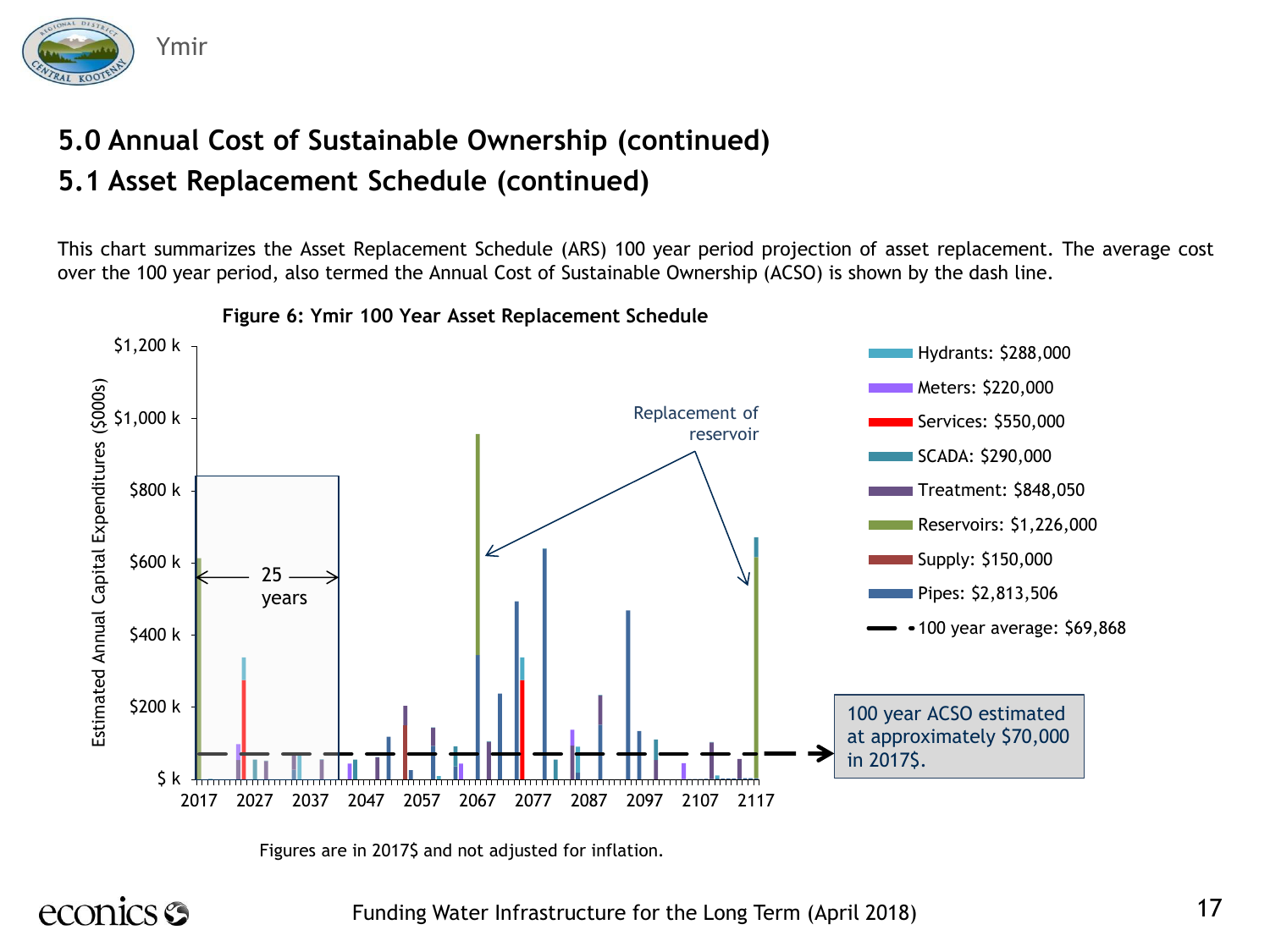## 5.0 Annual Cost of Sustainable Ownership (continued)

## 5.1 Asset Replacement Schedule (continued)

This chart summarizes the Asset Replacement Schedule (ARS) 100 year period projection of asset replacement. The average cost over the 100 year period, also termed the Annual Cost of Sustainable Ownership (ACSO) is shown by the dash line.

**Figure 6: Ymir 100 Year Asset Replacement Schedule**

Legend:

- Hydrants: $288,000
- Meters: $220,000
- Services: $550,000
- SCADA: $290,000
- Treatment: $848,050
- Reservoirs: $1,226,000
- Supply: $150,000
- Pipes: $2,813,506
- 100 year average: $69,868

Chart annotations: 25 years; Replacement of reservoir

100 year ACSO estimated at approximately $70,000 in 2017$.

Figures are in 2017$ and not adjusted for inflation.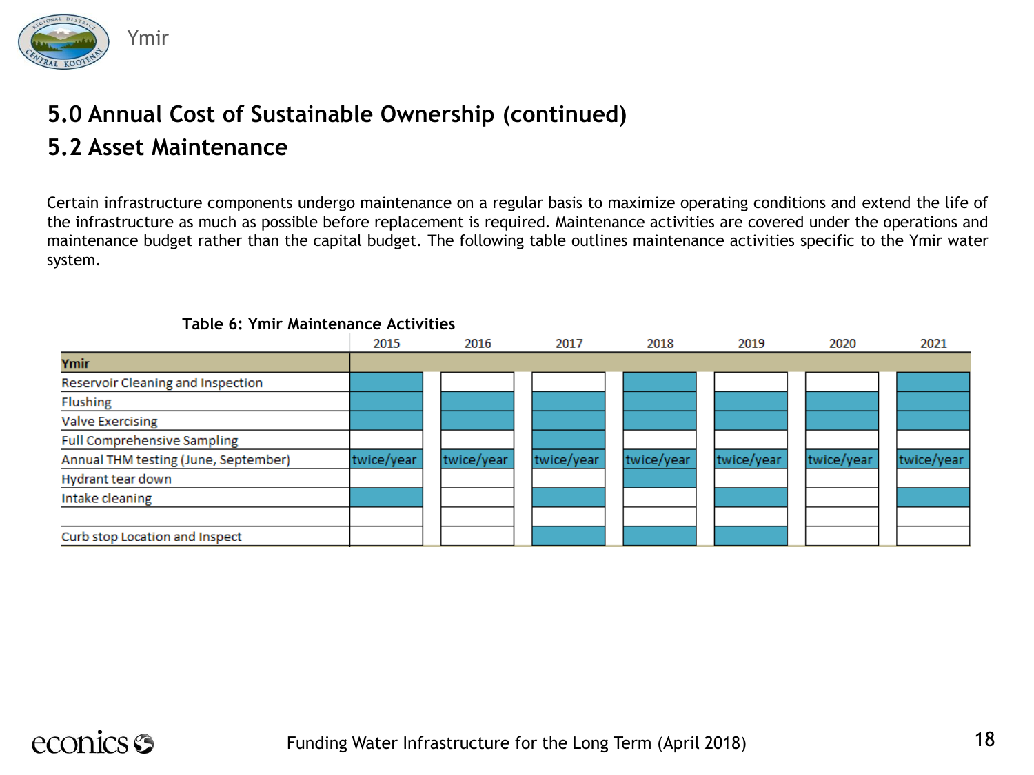# 5.0 Annual Cost of Sustainable Ownership (continued)

## 5.2 Asset Maintenance

Certain infrastructure components undergo maintenance on a regular basis to maximize operating conditions and extend the life of the infrastructure as much as possible before replacement is required. Maintenance activities are covered under the operations and maintenance budget rather than the capital budget. The following table outlines maintenance activities specific to the Ymir water system.

**Table 6: Ymir Maintenance Activities**

| | 2015 | 2016 | 2017 | 2018 | 2019 | 2020 | 2021 |
|---|---|---|---|---|---|---|---|
| **Ymir** | | | | | | | |
| Reservoir Cleaning and Inspection | ■ | | | ■ | | | ■ |
| Flushing | ■ | ■ | ■ | ■ | ■ | ■ | ■ |
| Valve Exercising | ■ | ■ | ■ | ■ | ■ | ■ | ■ |
| Full Comprehensive Sampling | | | ■ | | | | |
| Annual THM testing (June, September) | twice/year | twice/year | twice/year | twice/year | twice/year | twice/year | twice/year |
| Hydrant tear down | | | | ■ | | | |
| Intake cleaning | ■ | | ■ | | ■ | | ■ |
| | | | | | | | |
| Curb stop Location and Inspect | | | ■ | ■ | ■ | | |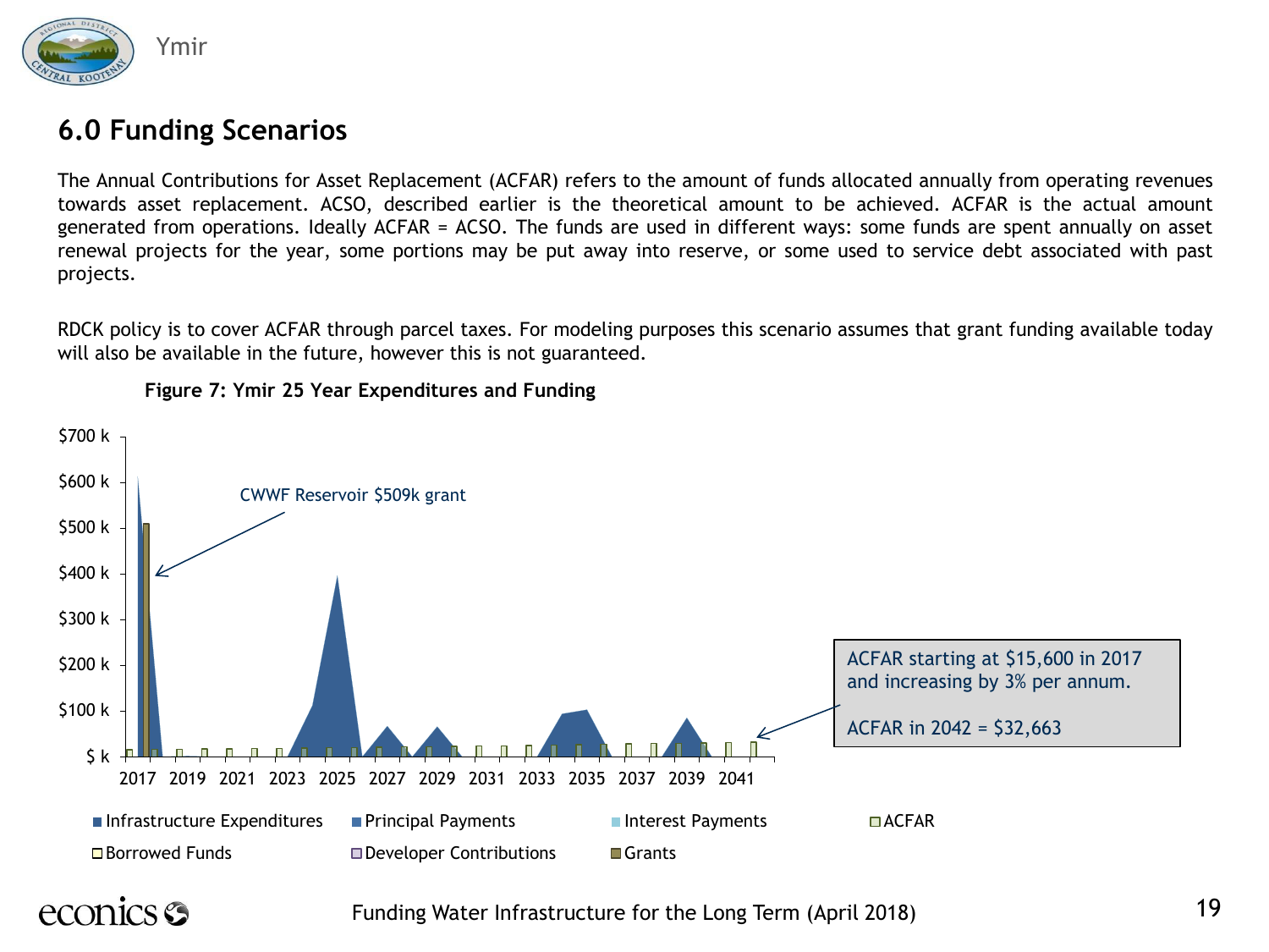## 6.0 Funding Scenarios

The Annual Contributions for Asset Replacement (ACFAR) refers to the amount of funds allocated annually from operating revenues towards asset replacement. ACSO, described earlier is the theoretical amount to be achieved. ACFAR is the actual amount generated from operations. Ideally ACFAR = ACSO. The funds are used in different ways: some funds are spent annually on asset renewal projects for the year, some portions may be put away into reserve, or some used to service debt associated with past projects.

RDCK policy is to cover ACFAR through parcel taxes. For modeling purposes this scenario assumes that grant funding available today will also be available in the future, however this is not guaranteed.

**Figure 7: Ymir 25 Year Expenditures and Funding**

CWWF Reservoir $509k grant

ACFAR starting at $15,600 in 2017 and increasing by 3% per annum.

ACFAR in 2042 = $32,663

Legend: Infrastructure Expenditures, Principal Payments, Interest Payments, ACFAR, Borrowed Funds, Developer Contributions, Grants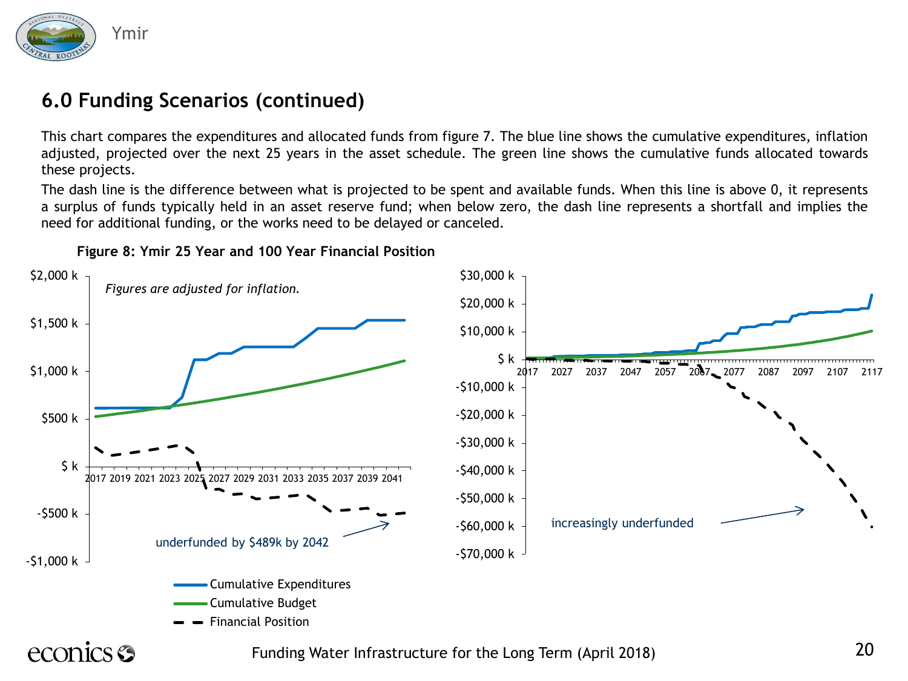## 6.0 Funding Scenarios (continued)

This chart compares the expenditures and allocated funds from figure 7. The blue line shows the cumulative expenditures, inflation adjusted, projected over the next 25 years in the asset schedule. The green line shows the cumulative funds allocated towards these projects.

The dash line is the difference between what is projected to be spent and available funds. When this line is above 0, it represents a surplus of funds typically held in an asset reserve fund; when below zero, the dash line represents a shortfall and implies the need for additional funding, or the works need to be delayed or canceled.

**Figure 8: Ymir 25 Year and 100 Year Financial Position**

*Figures are adjusted for inflation.*

underfunded by $489k by 2042

increasingly underfunded

Cumulative Expenditures

Cumulative Budget

Financial Position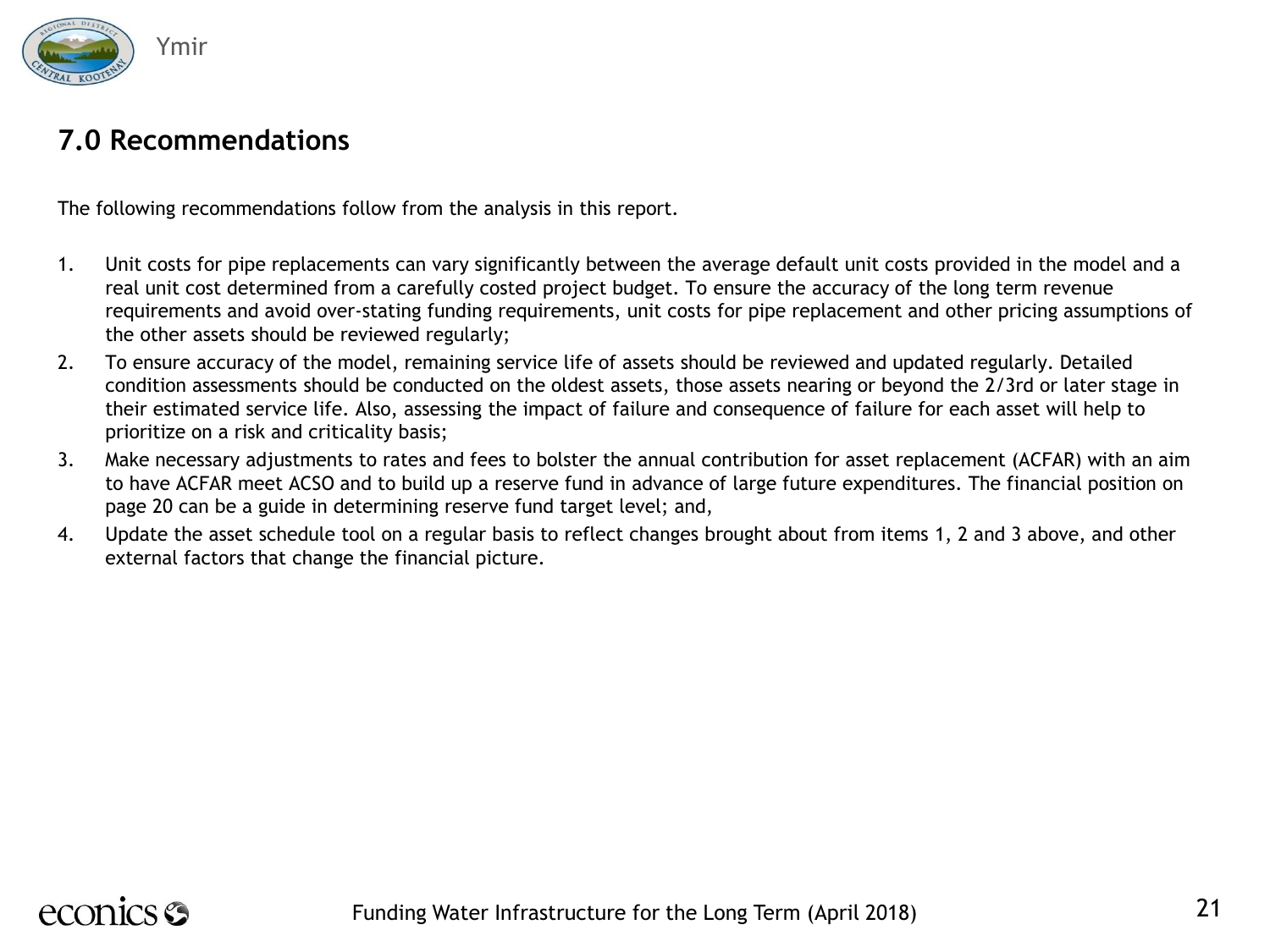## 7.0 Recommendations

The following recommendations follow from the analysis in this report.

1. Unit costs for pipe replacements can vary significantly between the average default unit costs provided in the model and a real unit cost determined from a carefully costed project budget. To ensure the accuracy of the long term revenue requirements and avoid over-stating funding requirements, unit costs for pipe replacement and other pricing assumptions of the other assets should be reviewed regularly;
2. To ensure accuracy of the model, remaining service life of assets should be reviewed and updated regularly. Detailed condition assessments should be conducted on the oldest assets, those assets nearing or beyond the 2/3rd or later stage in their estimated service life. Also, assessing the impact of failure and consequence of failure for each asset will help to prioritize on a risk and criticality basis;
3. Make necessary adjustments to rates and fees to bolster the annual contribution for asset replacement (ACFAR) with an aim to have ACFAR meet ACSO and to build up a reserve fund in advance of large future expenditures. The financial position on page 20 can be a guide in determining reserve fund target level; and,
4. Update the asset schedule tool on a regular basis to reflect changes brought about from items 1, 2 and 3 above, and other external factors that change the financial picture.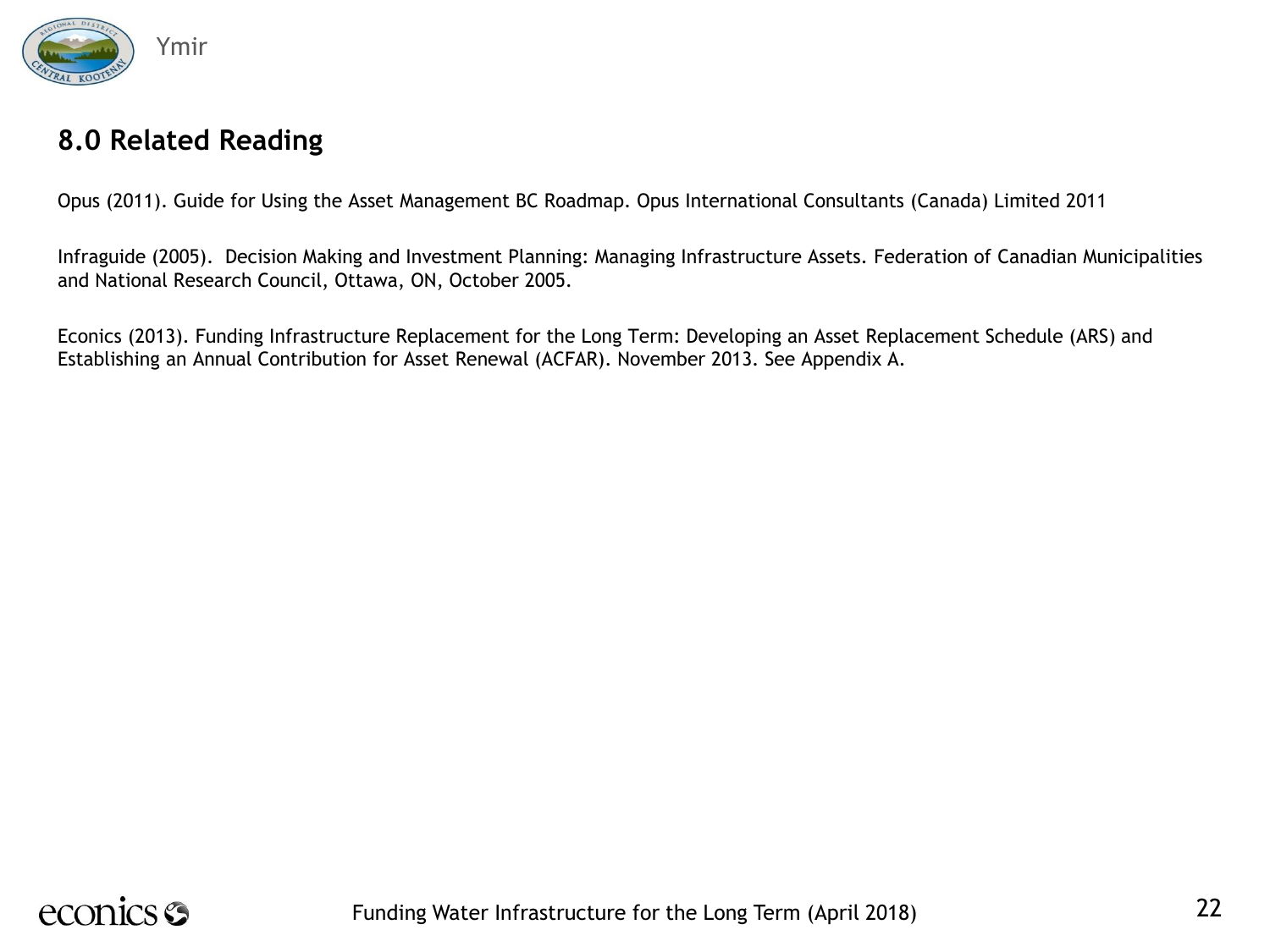## 8.0 Related Reading

Opus (2011). Guide for Using the Asset Management BC Roadmap. Opus International Consultants (Canada) Limited 2011

Infraguide (2005). Decision Making and Investment Planning: Managing Infrastructure Assets. Federation of Canadian Municipalities and National Research Council, Ottawa, ON, October 2005.

Econics (2013). Funding Infrastructure Replacement for the Long Term: Developing an Asset Replacement Schedule (ARS) and Establishing an Annual Contribution for Asset Renewal (ACFAR). November 2013. See Appendix A.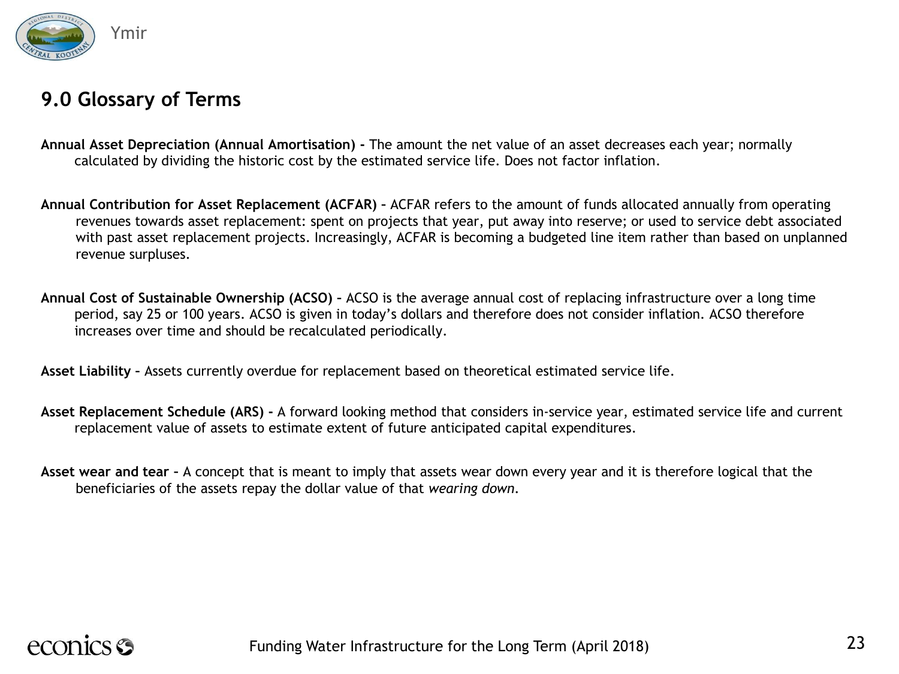## 9.0 Glossary of Terms

**Annual Asset Depreciation (Annual Amortisation) -** The amount the net value of an asset decreases each year; normally calculated by dividing the historic cost by the estimated service life. Does not factor inflation.

**Annual Contribution for Asset Replacement (ACFAR) –** ACFAR refers to the amount of funds allocated annually from operating revenues towards asset replacement: spent on projects that year, put away into reserve; or used to service debt associated with past asset replacement projects. Increasingly, ACFAR is becoming a budgeted line item rather than based on unplanned revenue surpluses.

**Annual Cost of Sustainable Ownership (ACSO) –** ACSO is the average annual cost of replacing infrastructure over a long time period, say 25 or 100 years. ACSO is given in today's dollars and therefore does not consider inflation. ACSO therefore increases over time and should be recalculated periodically.

**Asset Liability –** Assets currently overdue for replacement based on theoretical estimated service life.

**Asset Replacement Schedule (ARS) -** A forward looking method that considers in-service year, estimated service life and current replacement value of assets to estimate extent of future anticipated capital expenditures.

**Asset wear and tear –** A concept that is meant to imply that assets wear down every year and it is therefore logical that the beneficiaries of the assets repay the dollar value of that *wearing down*.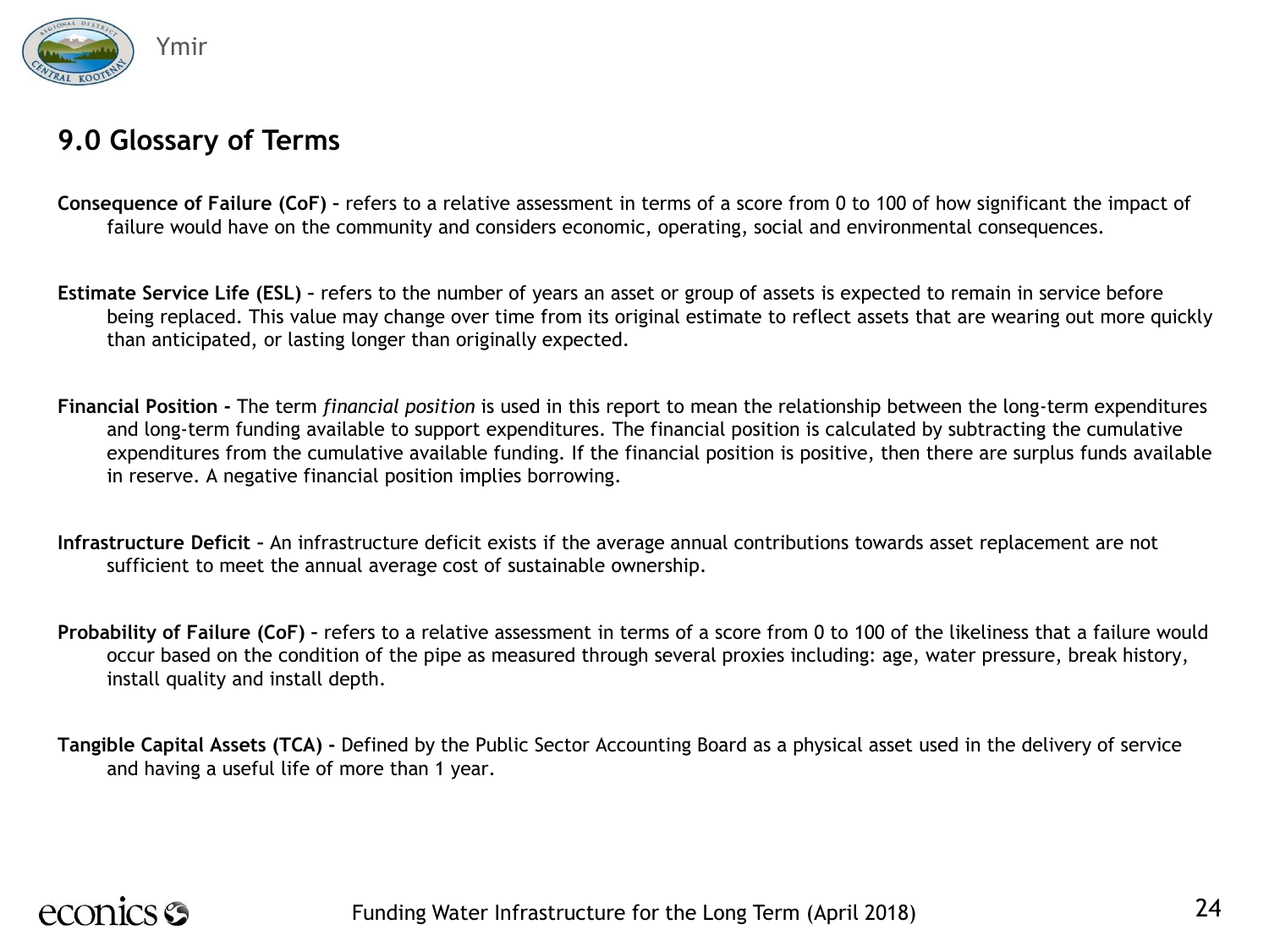## 9.0 Glossary of Terms

**Consequence of Failure (CoF)** – refers to a relative assessment in terms of a score from 0 to 100 of how significant the impact of failure would have on the community and considers economic, operating, social and environmental consequences.

**Estimate Service Life (ESL)** – refers to the number of years an asset or group of assets is expected to remain in service before being replaced. This value may change over time from its original estimate to reflect assets that are wearing out more quickly than anticipated, or lasting longer than originally expected.

**Financial Position -** The term *financial position* is used in this report to mean the relationship between the long-term expenditures and long-term funding available to support expenditures. The financial position is calculated by subtracting the cumulative expenditures from the cumulative available funding. If the financial position is positive, then there are surplus funds available in reserve. A negative financial position implies borrowing.

**Infrastructure Deficit** – An infrastructure deficit exists if the average annual contributions towards asset replacement are not sufficient to meet the annual average cost of sustainable ownership.

**Probability of Failure (CoF)** – refers to a relative assessment in terms of a score from 0 to 100 of the likeliness that a failure would occur based on the condition of the pipe as measured through several proxies including: age, water pressure, break history, install quality and install depth.

**Tangible Capital Assets (TCA) -** Defined by the Public Sector Accounting Board as a physical asset used in the delivery of service and having a useful life of more than 1 year.